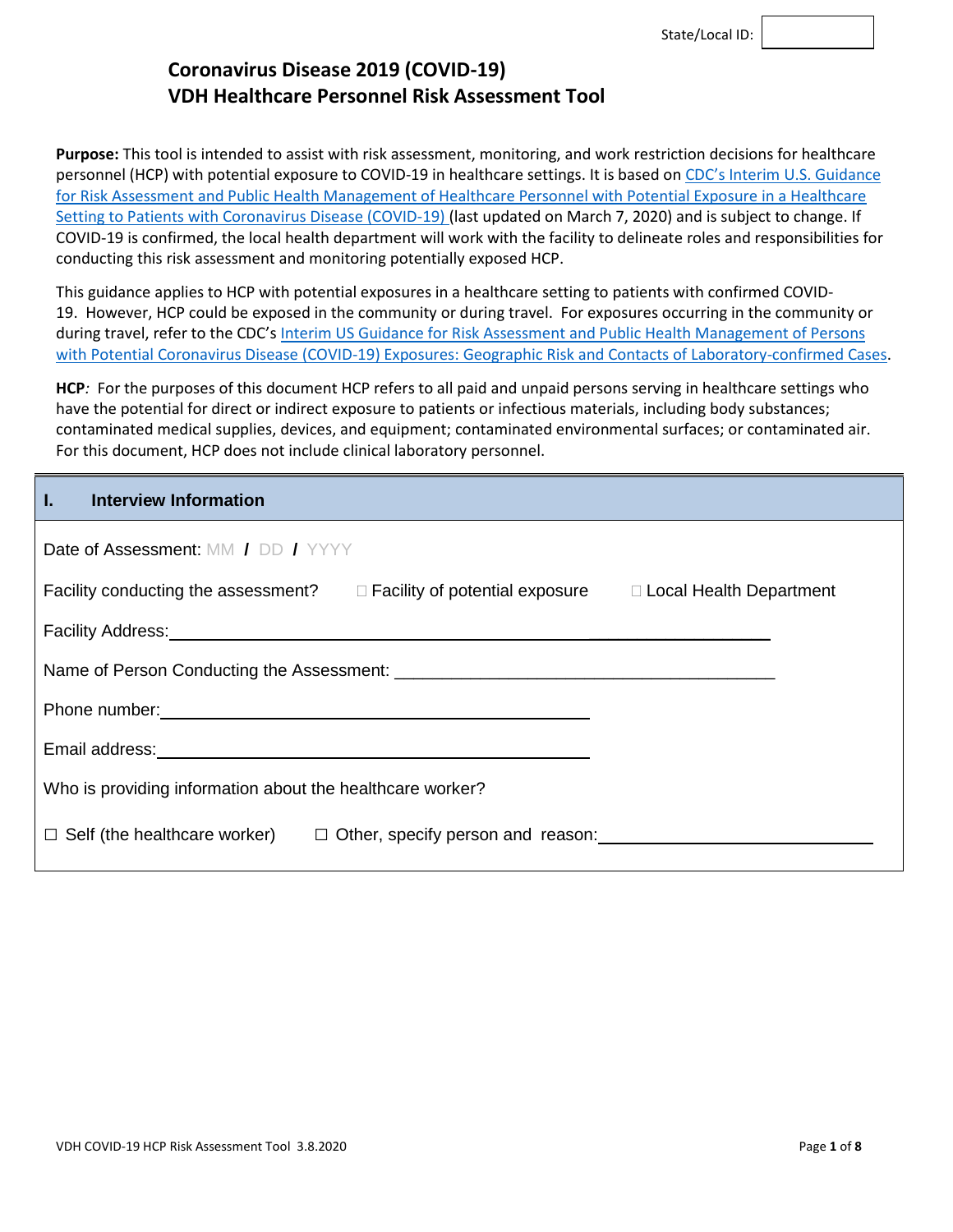State/Local ID: 

# Coronavirus Disease 2019 (COVID-19)
# VDH Healthcare Personnel Risk Assessment Tool

**Purpose:** This tool is intended to assist with risk assessment, monitoring, and work restriction decisions for healthcare personnel (HCP) with potential exposure to COVID-19 in healthcare settings. It is based on [CDC's Interim U.S. Guidance for Risk Assessment and Public Health Management of Healthcare Personnel with Potential Exposure in a Healthcare Setting to Patients with Coronavirus Disease (COVID-19)]() (last updated on March 7, 2020) and is subject to change. If COVID-19 is confirmed, the local health department will work with the facility to delineate roles and responsibilities for conducting this risk assessment and monitoring potentially exposed HCP.

This guidance applies to HCP with potential exposures in a healthcare setting to patients with confirmed COVID-19. However, HCP could be exposed in the community or during travel. For exposures occurring in the community or during travel, refer to the CDC's [Interim US Guidance for Risk Assessment and Public Health Management of Persons with Potential Coronavirus Disease (COVID-19) Exposures: Geographic Risk and Contacts of Laboratory-confirmed Cases]().

**HCP***:* For the purposes of this document HCP refers to all paid and unpaid persons serving in healthcare settings who have the potential for direct or indirect exposure to patients or infectious materials, including body substances; contaminated medical supplies, devices, and equipment; contaminated environmental surfaces; or contaminated air. For this document, HCP does not include clinical laboratory personnel.

## I. Interview Information

Date of Assessment: MM / DD / YYYY

Facility conducting the assessment? ☐ Facility of potential exposure ☐ Local Health Department

Facility Address: ______________________________

Name of Person Conducting the Assessment: ______________________________

Phone number: ______________________________

Email address: ______________________________

Who is providing information about the healthcare worker?

☐ Self (the healthcare worker) ☐ Other, specify person and reason: ______________________________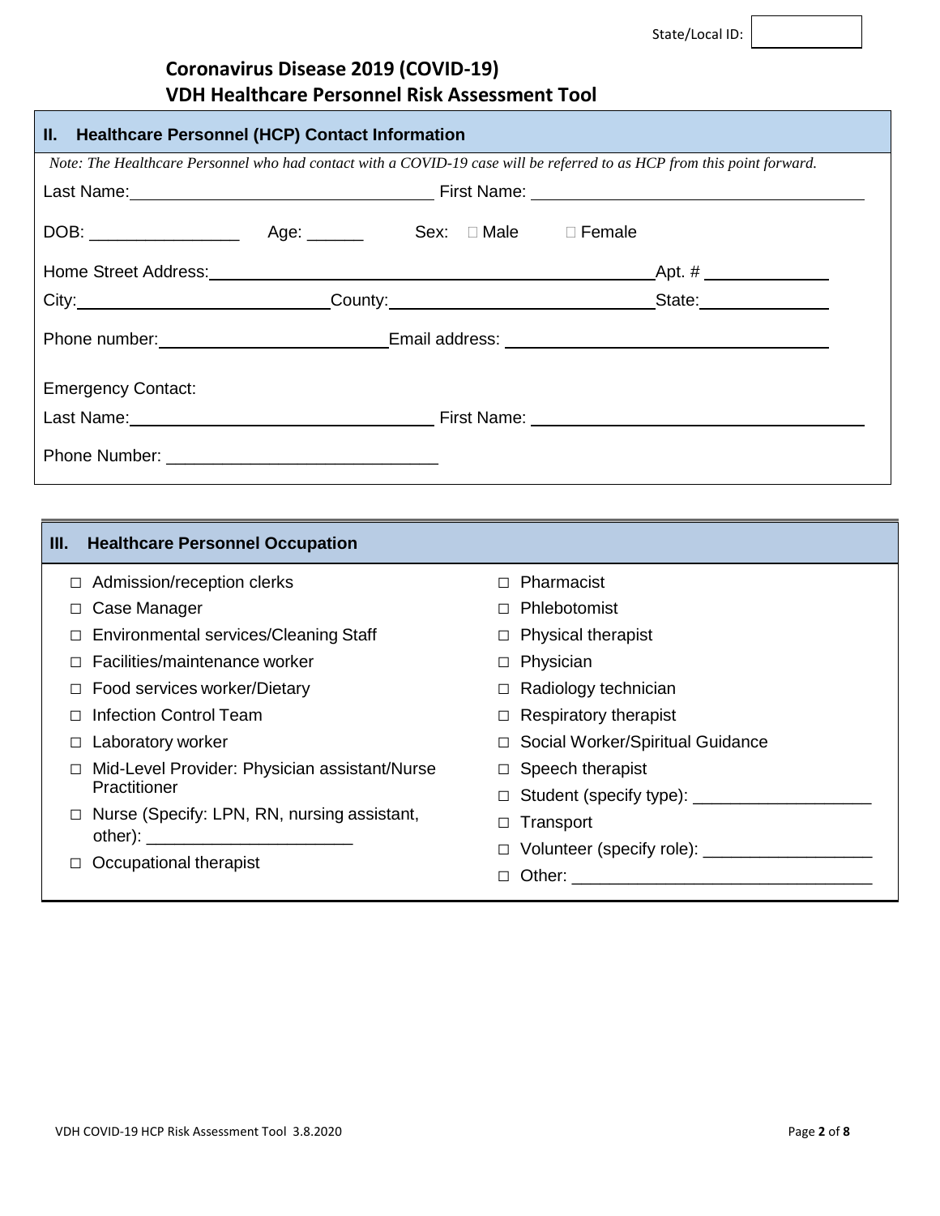State/Local ID: 

# Coronavirus Disease 2019 (COVID-19)
# VDH Healthcare Personnel Risk Assessment Tool

## II. Healthcare Personnel (HCP) Contact Information

*Note: The Healthcare Personnel who had contact with a COVID-19 case will be referred to as HCP from this point forward.*

Last Name: ______________________ First Name: ______________________

DOB: ________________ Age: ______ Sex: □ Male □ Female

Home Street Address: ______________________ Apt. # ____________

City: ______________________ County: ______________________ State: ____________

Phone number: ______________________ Email address: ______________________

Emergency Contact:

Last Name: ______________________ First Name: ______________________

Phone Number: ____________________________

## III. Healthcare Personnel Occupation

- □ Admission/reception clerks
- □ Case Manager
- □ Environmental services/Cleaning Staff
- □ Facilities/maintenance worker
- □ Food services worker/Dietary
- □ Infection Control Team
- □ Laboratory worker
- □ Mid-Level Provider: Physician assistant/Nurse Practitioner
- □ Nurse (Specify: LPN, RN, nursing assistant, other): ______________________
- □ Occupational therapist
- □ Pharmacist
- □ Phlebotomist
- □ Physical therapist
- □ Physician
- □ Radiology technician
- □ Respiratory therapist
- □ Social Worker/Spiritual Guidance
- □ Speech therapist
- □ Student (specify type): ___________________
- □ Transport
- □ Volunteer (specify role): __________________
- □ Other: ________________________________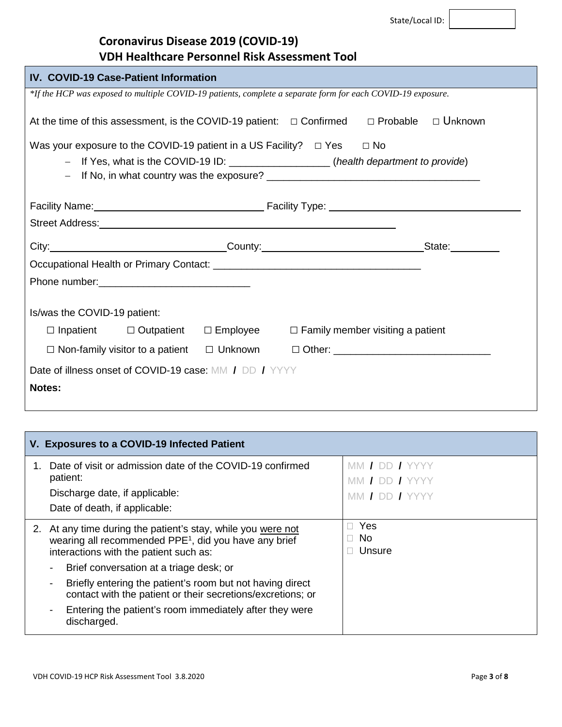State/Local ID: 

# Coronavirus Disease 2019 (COVID-19)
# VDH Healthcare Personnel Risk Assessment Tool

## IV. COVID-19 Case-Patient Information

*\*If the HCP was exposed to multiple COVID-19 patients, complete a separate form for each COVID-19 exposure.*

At the time of this assessment, is the COVID-19 patient: □ Confirmed □ Probable □ Unknown

Was your exposure to the COVID-19 patient in a US Facility? □ Yes □ No

- If Yes, what is the COVID-19 ID: _________________ (*health department to provide*)
- If No, in what country was the exposure? _____________________________________

Facility Name: _____________________________ Facility Type: _________________________________

Street Address: ___________________________________________________________

City: _____________________________ County: ____________________________ State: _________

Occupational Health or Primary Contact: _____________________________________

Phone number: __________________________

Is/was the COVID-19 patient:

☐ Inpatient ☐ Outpatient ☐ Employee ☐ Family member visiting a patient

☐ Non-family visitor to a patient ☐ Unknown ☐ Other: ___________________________

Date of illness onset of COVID-19 case: MM / DD / YYYY

**Notes:**

## V. Exposures to a COVID-19 Infected Patient

| | |
|---|---|
| 1. Date of visit or admission date of the COVID-19 confirmed patient:<br>Discharge date, if applicable:<br>Date of death, if applicable: | MM / DD / YYYY<br>MM / DD / YYYY<br>MM / DD / YYYY |
| 2. At any time during the patient's stay, while you were not wearing all recommended PPE[1], did you have any brief interactions with the patient such as:<br>- Brief conversation at a triage desk; or<br>- Briefly entering the patient's room but not having direct contact with the patient or their secretions/excretions; or<br>- Entering the patient's room immediately after they were discharged. | □ Yes<br>□ No<br>□ Unsure |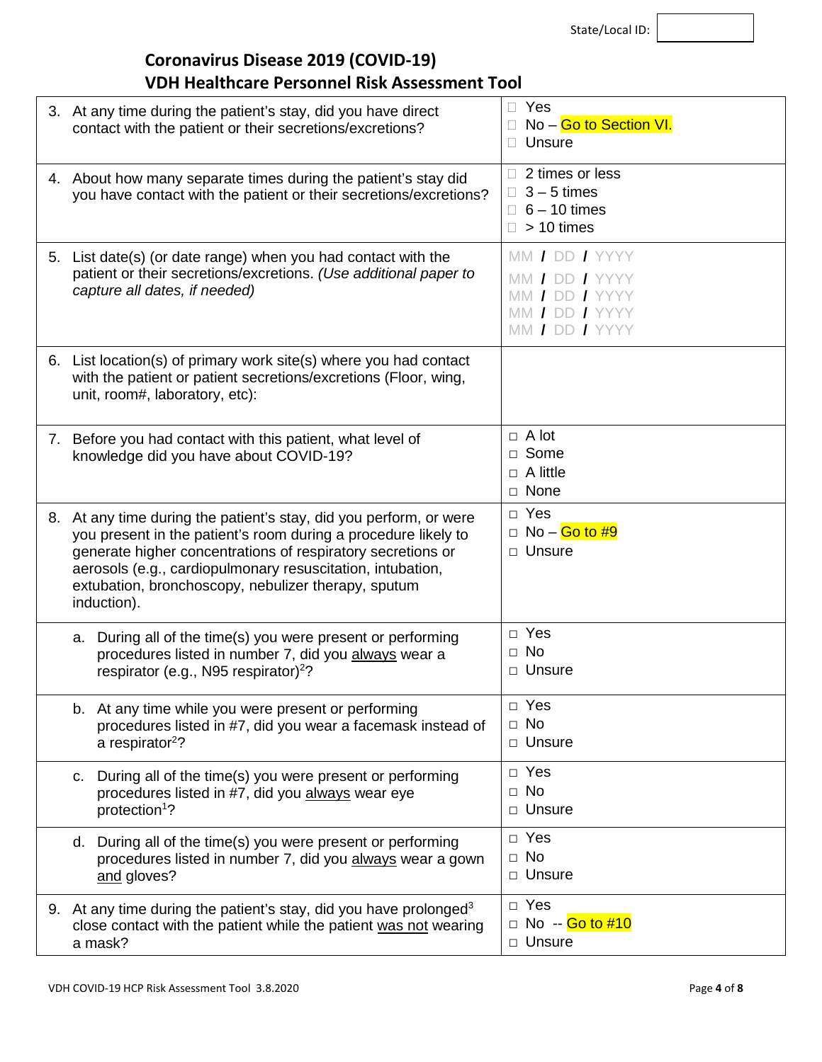State/Local ID: 

# Coronavirus Disease 2019 (COVID-19)
## VDH Healthcare Personnel Risk Assessment Tool

| Question | Response |
|---|---|
| 3. At any time during the patient's stay, did you have direct contact with the patient or their secretions/excretions? | ☐ Yes<br>☐ No – Go to Section VI.<br>☐ Unsure |
| 4. About how many separate times during the patient's stay did you have contact with the patient or their secretions/excretions? | ☐ 2 times or less<br>☐ 3 – 5 times<br>☐ 6 – 10 times<br>☐ > 10 times |
| 5. List date(s) (or date range) when you had contact with the patient or their secretions/excretions. *(Use additional paper to capture all dates, if needed)* | MM / DD / YYYY<br>MM / DD / YYYY<br>MM / DD / YYYY<br>MM / DD / YYYY<br>MM / DD / YYYY |
| 6. List location(s) of primary work site(s) where you had contact with the patient or patient secretions/excretions (Floor, wing, unit, room#, laboratory, etc): | |
| 7. Before you had contact with this patient, what level of knowledge did you have about COVID-19? | ☐ A lot<br>☐ Some<br>☐ A little<br>☐ None |
| 8. At any time during the patient's stay, did you perform, or were you present in the patient's room during a procedure likely to generate higher concentrations of respiratory secretions or aerosols (e.g., cardiopulmonary resuscitation, intubation, extubation, bronchoscopy, nebulizer therapy, sputum induction). | ☐ Yes<br>☐ No – Go to #9<br>☐ Unsure |
| a. During all of the time(s) you were present or performing procedures listed in number 7, did you <u>always</u> wear a respirator (e.g., N95 respirator)[2]? | ☐ Yes<br>☐ No<br>☐ Unsure |
| b. At any time while you were present or performing procedures listed in #7, did you wear a facemask instead of a respirator[2]? | ☐ Yes<br>☐ No<br>☐ Unsure |
| c. During all of the time(s) you were present or performing procedures listed in #7, did you <u>always</u> wear eye protection[1]? | ☐ Yes<br>☐ No<br>☐ Unsure |
| d. During all of the time(s) you were present or performing procedures listed in number 7, did you <u>always</u> wear a gown <u>and</u> gloves? | ☐ Yes<br>☐ No<br>☐ Unsure |
| 9. At any time during the patient's stay, did you have prolonged[3] close contact with the patient while the patient <u>was not</u> wearing a mask? | ☐ Yes<br>☐ No -- Go to #10<br>☐ Unsure |

VDH COVID-19 HCP Risk Assessment Tool 3.8.2020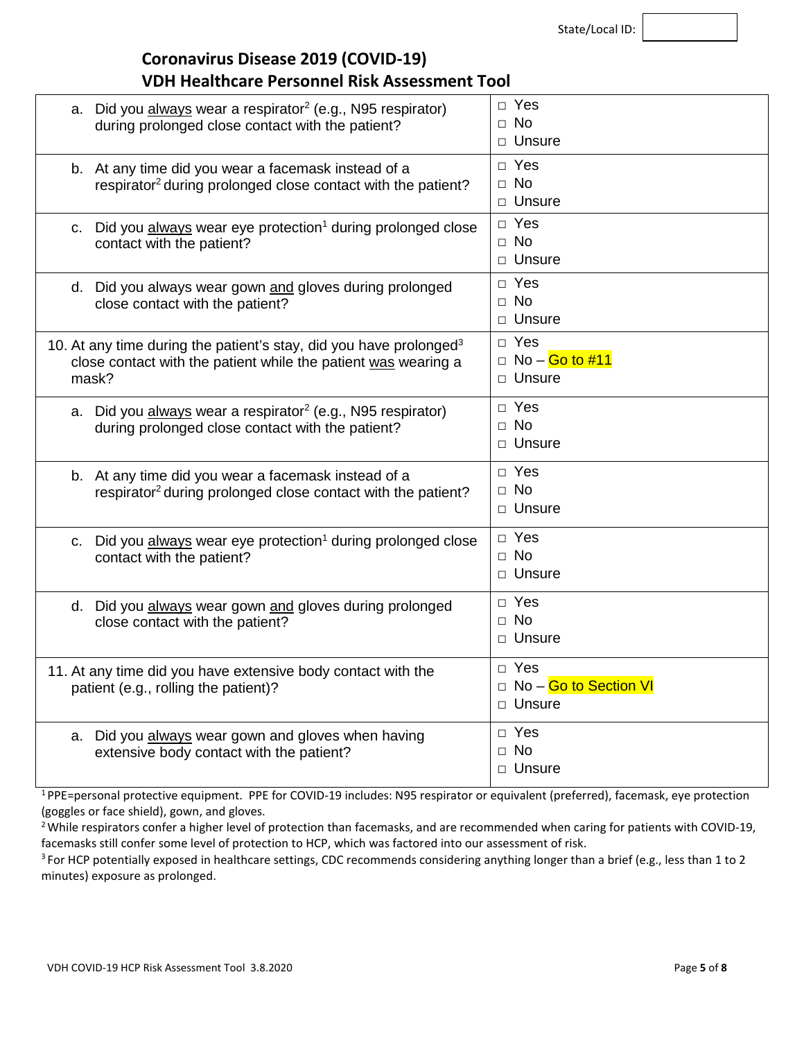State/Local ID:

# Coronavirus Disease 2019 (COVID-19)
## VDH Healthcare Personnel Risk Assessment Tool

| Question | Response |
|---|---|
| a. Did you <u>always</u> wear a respirator[2] (e.g., N95 respirator) during prolonged close contact with the patient? | □ Yes<br>□ No<br>□ Unsure |
| b. At any time did you wear a facemask instead of a respirator[2] during prolonged close contact with the patient? | □ Yes<br>□ No<br>□ Unsure |
| c. Did you <u>always</u> wear eye protection[1] during prolonged close contact with the patient? | □ Yes<br>□ No<br>□ Unsure |
| d. Did you always wear gown <u>and</u> gloves during prolonged close contact with the patient? | □ Yes<br>□ No<br>□ Unsure |
| 10. At any time during the patient's stay, did you have prolonged[3] close contact with the patient while the patient <u>was</u> wearing a mask? | □ Yes<br>□ No – Go to #11<br>□ Unsure |
| a. Did you <u>always</u> wear a respirator[2] (e.g., N95 respirator) during prolonged close contact with the patient? | □ Yes<br>□ No<br>□ Unsure |
| b. At any time did you wear a facemask instead of a respirator[2] during prolonged close contact with the patient? | □ Yes<br>□ No<br>□ Unsure |
| c. Did you <u>always</u> wear eye protection[1] during prolonged close contact with the patient? | □ Yes<br>□ No<br>□ Unsure |
| d. Did you <u>always</u> wear gown <u>and</u> gloves during prolonged close contact with the patient? | □ Yes<br>□ No<br>□ Unsure |
| 11. At any time did you have extensive body contact with the patient (e.g., rolling the patient)? | □ Yes<br>□ No – Go to Section VI<br>□ Unsure |
| a. Did you <u>always</u> wear gown and gloves when having extensive body contact with the patient? | □ Yes<br>□ No<br>□ Unsure |

[1] PPE=personal protective equipment. PPE for COVID-19 includes: N95 respirator or equivalent (preferred), facemask, eye protection (goggles or face shield), gown, and gloves.

[2] While respirators confer a higher level of protection than facemasks, and are recommended when caring for patients with COVID-19, facemasks still confer some level of protection to HCP, which was factored into our assessment of risk.

[3] For HCP potentially exposed in healthcare settings, CDC recommends considering anything longer than a brief (e.g., less than 1 to 2 minutes) exposure as prolonged.

VDH COVID-19 HCP Risk Assessment Tool 3.8.2020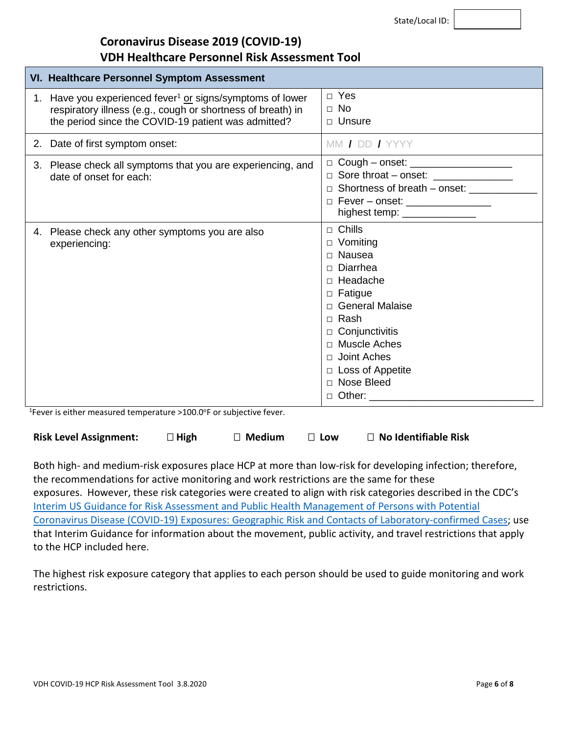State/Local ID: 

# Coronavirus Disease 2019 (COVID-19)
# VDH Healthcare Personnel Risk Assessment Tool

| VI. Healthcare Personnel Symptom Assessment | |
|---|---|
| 1. Have you experienced fever[1] or signs/symptoms of lower respiratory illness (e.g., cough or shortness of breath) in the period since the COVID-19 patient was admitted? | □ Yes<br>□ No<br>□ Unsure |
| 2. Date of first symptom onset: | MM / DD / YYYY |
| 3. Please check all symptoms that you are experiencing, and date of onset for each: | □ Cough – onset: ________________<br>□ Sore throat – onset: ______________<br>□ Shortness of breath – onset: ____________<br>□ Fever – onset: _______________<br>highest temp: _____________ |
| 4. Please check any other symptoms you are also experiencing: | □ Chills<br>□ Vomiting<br>□ Nausea<br>□ Diarrhea<br>□ Headache<br>□ Fatigue<br>□ General Malaise<br>□ Rash<br>□ Conjunctivitis<br>□ Muscle Aches<br>□ Joint Aches<br>□ Loss of Appetite<br>□ Nose Bleed<br>□ Other: ____________________________ |

[1]Fever is either measured temperature >100.0°F or subjective fever.

**Risk Level Assignment:** ☐ **High** ☐ **Medium** ☐ **Low** ☐ **No Identifiable Risk**

Both high- and medium-risk exposures place HCP at more than low-risk for developing infection; therefore, the recommendations for active monitoring and work restrictions are the same for these exposures. However, these risk categories were created to align with risk categories described in the CDC's Interim US Guidance for Risk Assessment and Public Health Management of Persons with Potential Coronavirus Disease (COVID-19) Exposures: Geographic Risk and Contacts of Laboratory-confirmed Cases; use that Interim Guidance for information about the movement, public activity, and travel restrictions that apply to the HCP included here.

The highest risk exposure category that applies to each person should be used to guide monitoring and work restrictions.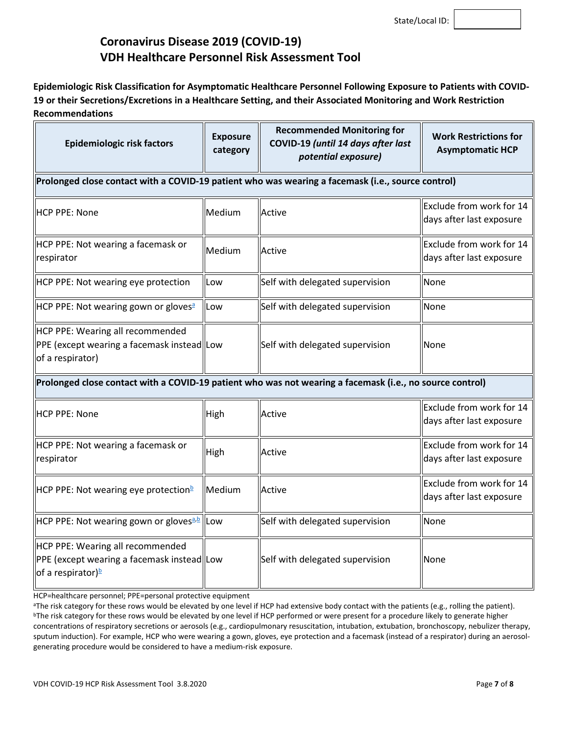State/Local ID:

# Coronavirus Disease 2019 (COVID-19) VDH Healthcare Personnel Risk Assessment Tool

**Epidemiologic Risk Classification for Asymptomatic Healthcare Personnel Following Exposure to Patients with COVID-19 or their Secretions/Excretions in a Healthcare Setting, and their Associated Monitoring and Work Restriction Recommendations**

| Epidemiologic risk factors | Exposure category | Recommended Monitoring for COVID-19 *(until 14 days after last potential exposure)* | Work Restrictions for Asymptomatic HCP |
|---|---|---|---|
| **Prolonged close contact with a COVID-19 patient who was wearing a facemask (i.e., source control)** | | | |
| HCP PPE: None | Medium | Active | Exclude from work for 14 days after last exposure |
| HCP PPE: Not wearing a facemask or respirator | Medium | Active | Exclude from work for 14 days after last exposure |
| HCP PPE: Not wearing eye protection | Low | Self with delegated supervision | None |
| HCP PPE: Not wearing gown or gloves[a] | Low | Self with delegated supervision | None |
| HCP PPE: Wearing all recommended PPE (except wearing a facemask instead of a respirator) | Low | Self with delegated supervision | None |
| **Prolonged close contact with a COVID-19 patient who was not wearing a facemask (i.e., no source control)** | | | |
| HCP PPE: None | High | Active | Exclude from work for 14 days after last exposure |
| HCP PPE: Not wearing a facemask or respirator | High | Active | Exclude from work for 14 days after last exposure |
| HCP PPE: Not wearing eye protection[b] | Medium | Active | Exclude from work for 14 days after last exposure |
| HCP PPE: Not wearing gown or gloves[a,b] | Low | Self with delegated supervision | None |
| HCP PPE: Wearing all recommended PPE (except wearing a facemask instead of a respirator)[b] | Low | Self with delegated supervision | None |

HCP=healthcare personnel; PPE=personal protective equipment

[a]The risk category for these rows would be elevated by one level if HCP had extensive body contact with the patients (e.g., rolling the patient).

[b]The risk category for these rows would be elevated by one level if HCP performed or were present for a procedure likely to generate higher concentrations of respiratory secretions or aerosols (e.g., cardiopulmonary resuscitation, intubation, extubation, bronchoscopy, nebulizer therapy, sputum induction). For example, HCP who were wearing a gown, gloves, eye protection and a facemask (instead of a respirator) during an aerosol-generating procedure would be considered to have a medium-risk exposure.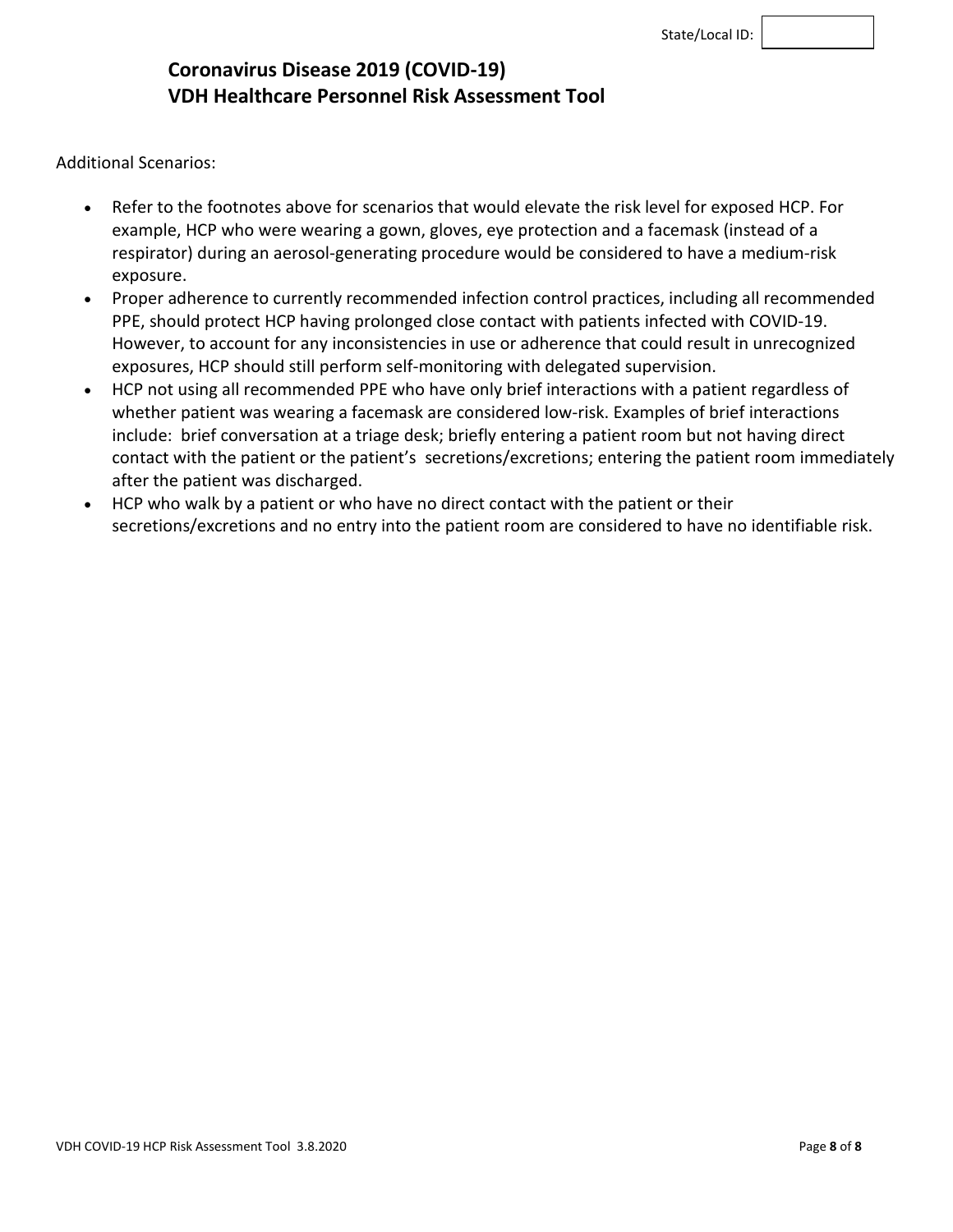Additional Scenarios:

- Refer to the footnotes above for scenarios that would elevate the risk level for exposed HCP. For example, HCP who were wearing a gown, gloves, eye protection and a facemask (instead of a respirator) during an aerosol-generating procedure would be considered to have a medium-risk exposure.
- Proper adherence to currently recommended infection control practices, including all recommended PPE, should protect HCP having prolonged close contact with patients infected with COVID-19. However, to account for any inconsistencies in use or adherence that could result in unrecognized exposures, HCP should still perform self-monitoring with delegated supervision.
- HCP not using all recommended PPE who have only brief interactions with a patient regardless of whether patient was wearing a facemask are considered low-risk. Examples of brief interactions include: brief conversation at a triage desk; briefly entering a patient room but not having direct contact with the patient or the patient's secretions/excretions; entering the patient room immediately after the patient was discharged.
- HCP who walk by a patient or who have no direct contact with the patient or their secretions/excretions and no entry into the patient room are considered to have no identifiable risk.